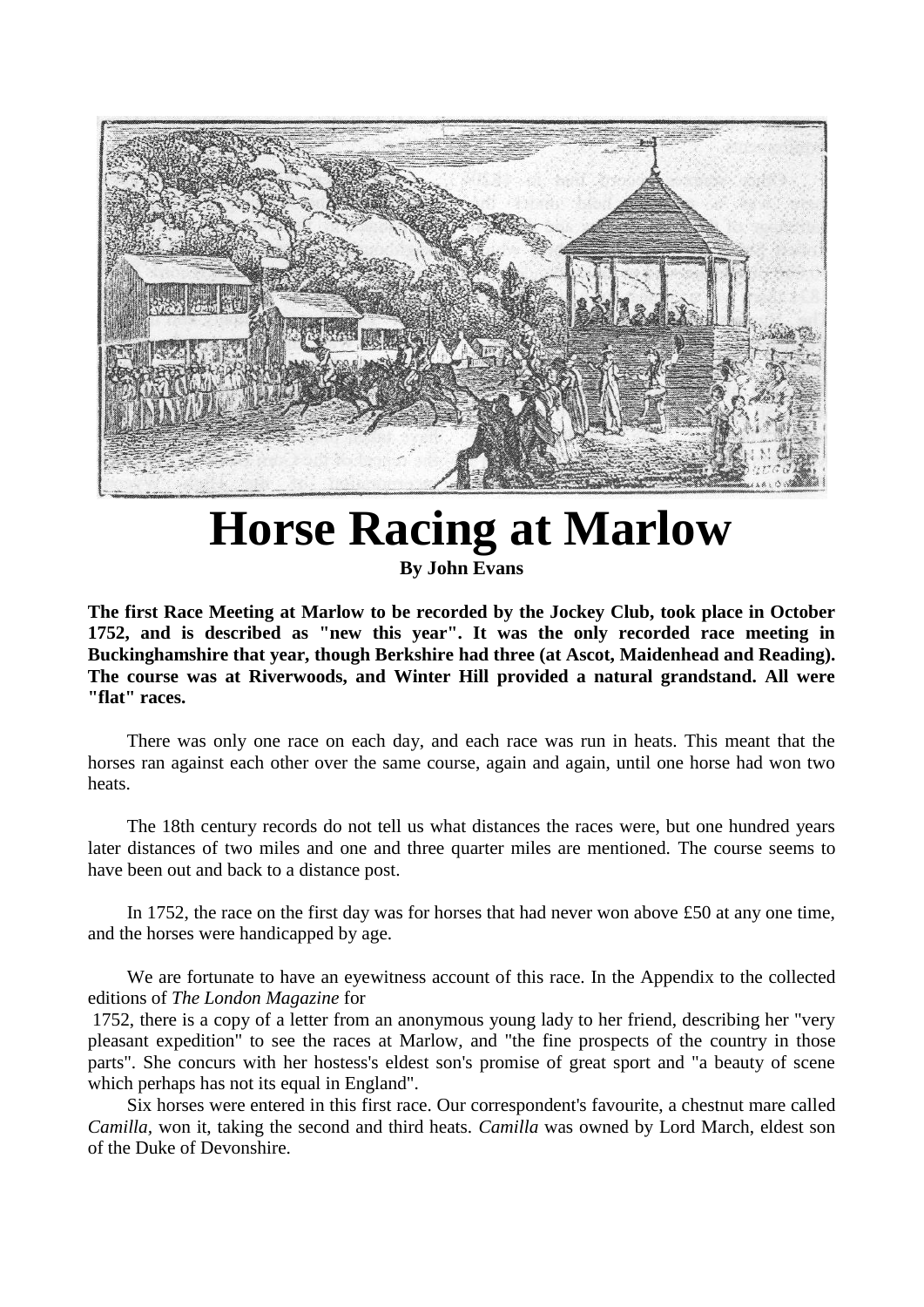# Horse Racing at Marlow

**By John Evans**

**The first Race Meeting at Marlow to be recorded by the Jockey Club, took place in October 1752, and is described as "new this year". It was the only recorded race meeting in Buckinghamshire that year, though Berkshire had three (at Ascot, Maidenhead and Reading). The course was at Riverwoods, and Winter Hill provided a natural grandstand. All were "flat" races.**

There was only one race on each day, and each race was run in heats. This meant that the horses ran against each other over the same course, again and again, until one horse had won two heats.

The 18th century records do not tell us what distances the races were, but one hundred years later distances of two miles and one and three quarter miles are mentioned. The course seems to have been out and back to a distance post.

In 1752, the race on the first day was for horses that had never won above £50 at any one time, and the horses were handicapped by age.

We are fortunate to have an eyewitness account of this race. In the Appendix to the collected editions of *The London Magazine* for 1752, there is a copy of a letter from an anonymous young lady to her friend, describing her "very pleasant expedition" to see the races at Marlow, and "the fine prospects of the country in those parts". She concurs with her hostess's eldest son's promise of great sport and "a beauty of scene which perhaps has not its equal in England".

Six horses were entered in this first race. Our correspondent's favourite, a chestnut mare called *Camilla*, won it, taking the second and third heats. *Camilla* was owned by Lord March, eldest son of the Duke of Devonshire.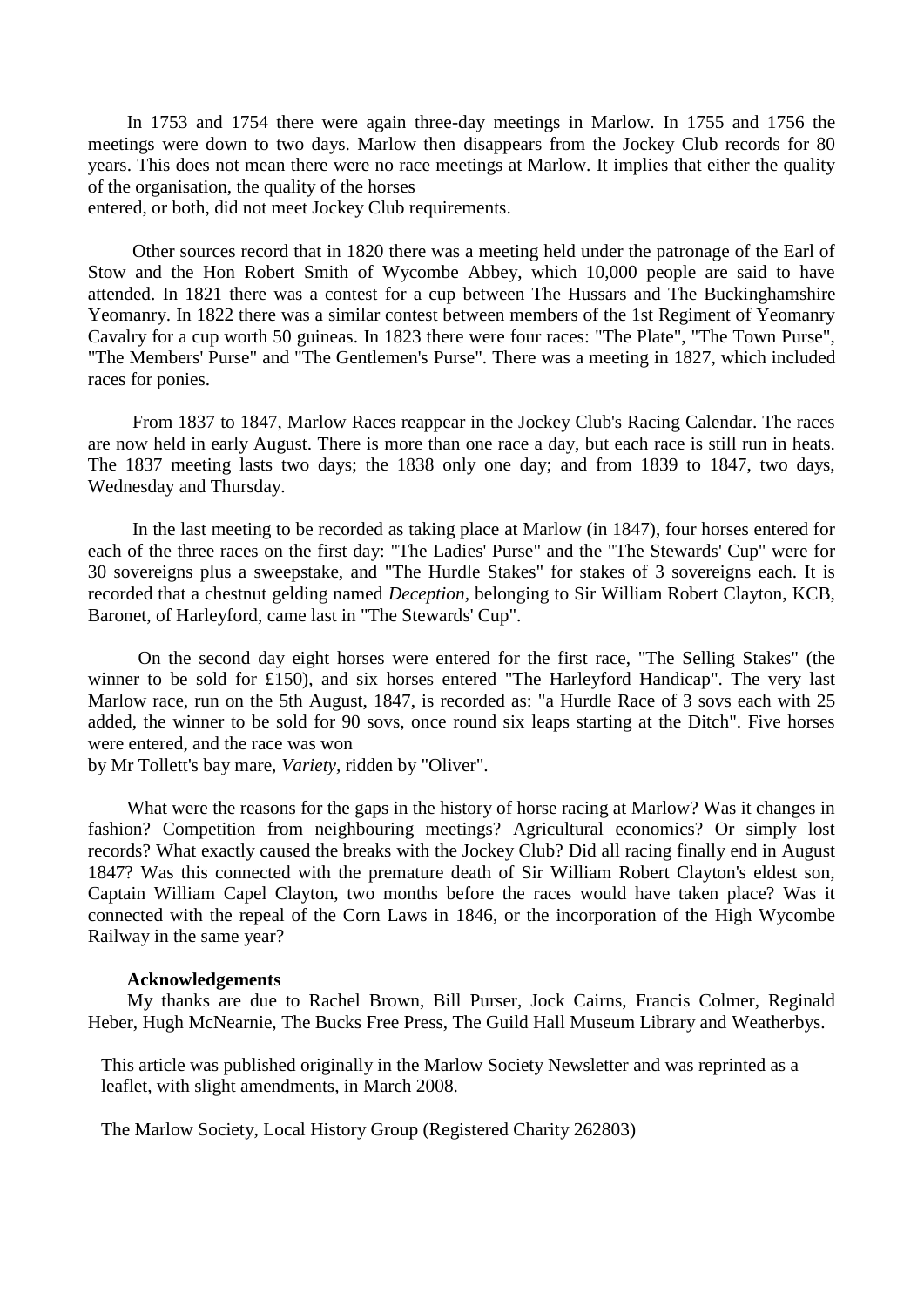In 1753 and 1754 there were again three-day meetings in Marlow. In 1755 and 1756 the meetings were down to two days. Marlow then disappears from the Jockey Club records for 80 years. This does not mean there were no race meetings at Marlow. It implies that either the quality of the organisation, the quality of the horses entered, or both, did not meet Jockey Club requirements.

Other sources record that in 1820 there was a meeting held under the patronage of the Earl of Stow and the Hon Robert Smith of Wycombe Abbey, which 10,000 people are said to have attended. In 1821 there was a contest for a cup between The Hussars and The Buckinghamshire Yeomanry. In 1822 there was a similar contest between members of the 1st Regiment of Yeomanry Cavalry for a cup worth 50 guineas. In 1823 there were four races: "The Plate", "The Town Purse", "The Members' Purse" and "The Gentlemen's Purse". There was a meeting in 1827, which included races for ponies.

From 1837 to 1847, Marlow Races reappear in the Jockey Club's Racing Calendar. The races are now held in early August. There is more than one race a day, but each race is still run in heats. The 1837 meeting lasts two days; the 1838 only one day; and from 1839 to 1847, two days, Wednesday and Thursday.

In the last meeting to be recorded as taking place at Marlow (in 1847), four horses entered for each of the three races on the first day: "The Ladies' Purse" and the "The Stewards' Cup" were for 30 sovereigns plus a sweepstake, and "The Hurdle Stakes" for stakes of 3 sovereigns each. It is recorded that a chestnut gelding named *Deception*, belonging to Sir William Robert Clayton, KCB, Baronet, of Harleyford, came last in "The Stewards' Cup".

On the second day eight horses were entered for the first race, "The Selling Stakes" (the winner to be sold for £150), and six horses entered "The Harleyford Handicap". The very last Marlow race, run on the 5th August, 1847, is recorded as: "a Hurdle Race of 3 sovs each with 25 added, the winner to be sold for 90 sovs, once round six leaps starting at the Ditch". Five horses were entered, and the race was won by Mr Tollett's bay mare, *Variety*, ridden by "Oliver".

What were the reasons for the gaps in the history of horse racing at Marlow? Was it changes in fashion? Competition from neighbouring meetings? Agricultural economics? Or simply lost records? What exactly caused the breaks with the Jockey Club? Did all racing finally end in August 1847? Was this connected with the premature death of Sir William Robert Clayton's eldest son, Captain William Capel Clayton, two months before the races would have taken place? Was it connected with the repeal of the Corn Laws in 1846, or the incorporation of the High Wycombe Railway in the same year?

**Acknowledgements**

My thanks are due to Rachel Brown, Bill Purser, Jock Cairns, Francis Colmer, Reginald Heber, Hugh McNearnie, The Bucks Free Press, The Guild Hall Museum Library and Weatherbys.

This article was published originally in the Marlow Society Newsletter and was reprinted as a leaflet, with slight amendments, in March 2008.

The Marlow Society, Local History Group (Registered Charity 262803)